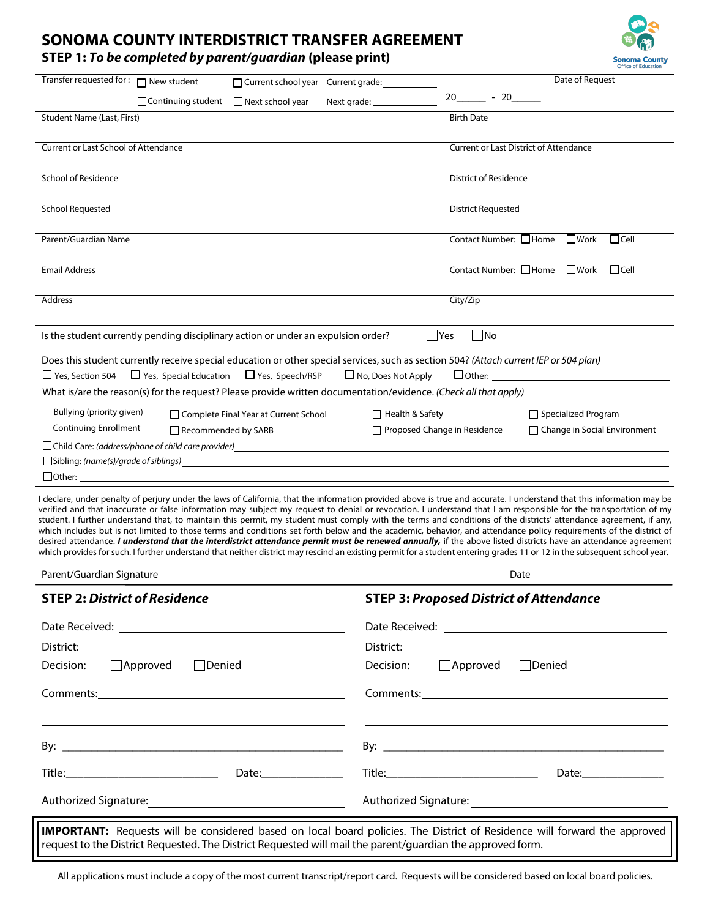# SONOMA COUNTY INTERDISTRICT TRANSFER AGREEMENT

## STEP 1: *To be completed by parent/guardian* (please print)

| | | |
|---|---|---|
| Transfer requested for: ☐ New student ☐ Current school year Current grade: ________ ☐ Continuing student ☐ Next school year Next grade: ________ | 20_____ - 20_____ | Date of Request |
| Student Name (Last, First) | Birth Date | |
| Current or Last School of Attendance | Current or Last District of Attendance | |
| School of Residence | District of Residence | |
| School Requested | District Requested | |
| Parent/Guardian Name | Contact Number: ☐Home ☐Work ☐Cell | |
| Email Address | Contact Number: ☐Home ☐Work ☐Cell | |
| Address | City/Zip | |

Is the student currently pending disciplinary action or under an expulsion order? ☐Yes ☐No

Does this student currently receive special education or other special services, such as section 504? *(Attach current IEP or 504 plan)*

☐ Yes, Section 504 ☐ Yes, Special Education ☐ Yes, Speech/RSP ☐ No, Does Not Apply ☐Other: ____________

What is/are the reason(s) for the request? Please provide written documentation/evidence. *(Check all that apply)*

☐ Bullying (priority given) ☐ Complete Final Year at Current School ☐ Health & Safety ☐ Specialized Program

☐ Continuing Enrollment ☐ Recommended by SARB ☐ Proposed Change in Residence ☐ Change in Social Environment

☐ Child Care: *(address/phone of child care provider)* ____________

☐ Sibling: *(name(s)/grade of siblings)* ____________

☐ Other: ____________

I declare, under penalty of perjury under the laws of California, that the information provided above is true and accurate. I understand that this information may be verified and that inaccurate or false information may subject my request to denial or revocation. I understand that I am responsible for the transportation of my student. I further understand that, to maintain this permit, my student must comply with the terms and conditions of the districts' attendance agreement, if any, which includes but is not limited to those terms and conditions set forth below and the academic, behavior, and attendance policy requirements of the district of desired attendance. ***I understand that the interdistrict attendance permit must be renewed annually,*** if the above listed districts have an attendance agreement which provides for such. I further understand that neither district may rescind an existing permit for a student entering grades 11 or 12 in the subsequent school year.

Parent/Guardian Signature ____________________ Date ____________

## STEP 2: *District of Residence*

Date Received: ____________________

District: ____________________

Decision: ☐Approved ☐Denied

Comments: ____________________

____________________

By: ____________________

Title: ____________ Date: ____________

Authorized Signature: ____________________

## STEP 3: *Proposed District of Attendance*

Date Received: ____________________

District: ____________________

Decision: ☐Approved ☐Denied

Comments: ____________________

____________________

By: ____________________

Title: ____________ Date: ____________

Authorized Signature: ____________________

**IMPORTANT:** Requests will be considered based on local board policies. The District of Residence will forward the approved request to the District Requested. The District Requested will mail the parent/guardian the approved form.

All applications must include a copy of the most current transcript/report card. Requests will be considered based on local board policies.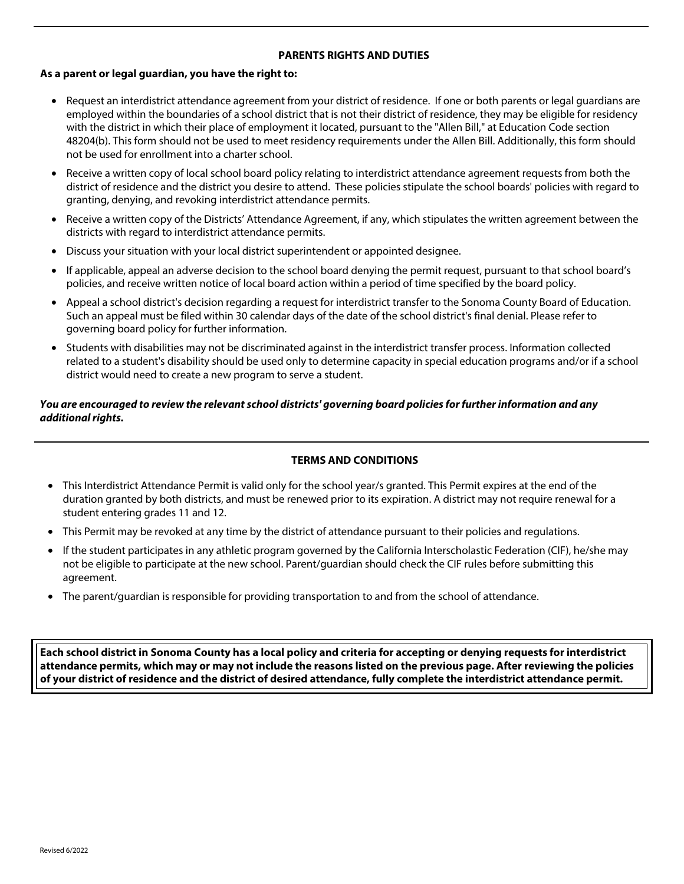## PARENTS RIGHTS AND DUTIES

**As a parent or legal guardian, you have the right to:**

- Request an interdistrict attendance agreement from your district of residence. If one or both parents or legal guardians are employed within the boundaries of a school district that is not their district of residence, they may be eligible for residency with the district in which their place of employment it located, pursuant to the "Allen Bill," at Education Code section 48204(b). This form should not be used to meet residency requirements under the Allen Bill. Additionally, this form should not be used for enrollment into a charter school.
- Receive a written copy of local school board policy relating to interdistrict attendance agreement requests from both the district of residence and the district you desire to attend. These policies stipulate the school boards' policies with regard to granting, denying, and revoking interdistrict attendance permits.
- Receive a written copy of the Districts' Attendance Agreement, if any, which stipulates the written agreement between the districts with regard to interdistrict attendance permits.
- Discuss your situation with your local district superintendent or appointed designee.
- If applicable, appeal an adverse decision to the school board denying the permit request, pursuant to that school board's policies, and receive written notice of local board action within a period of time specified by the board policy.
- Appeal a school district's decision regarding a request for interdistrict transfer to the Sonoma County Board of Education. Such an appeal must be filed within 30 calendar days of the date of the school district's final denial. Please refer to governing board policy for further information.
- Students with disabilities may not be discriminated against in the interdistrict transfer process. Information collected related to a student's disability should be used only to determine capacity in special education programs and/or if a school district would need to create a new program to serve a student.

***You are encouraged to review the relevant school districts' governing board policies for further information and any additional rights.***

## TERMS AND CONDITIONS

- This Interdistrict Attendance Permit is valid only for the school year/s granted. This Permit expires at the end of the duration granted by both districts, and must be renewed prior to its expiration. A district may not require renewal for a student entering grades 11 and 12.
- This Permit may be revoked at any time by the district of attendance pursuant to their policies and regulations.
- If the student participates in any athletic program governed by the California Interscholastic Federation (CIF), he/she may not be eligible to participate at the new school. Parent/guardian should check the CIF rules before submitting this agreement.
- The parent/guardian is responsible for providing transportation to and from the school of attendance.

**Each school district in Sonoma County has a local policy and criteria for accepting or denying requests for interdistrict attendance permits, which may or may not include the reasons listed on the previous page. After reviewing the policies of your district of residence and the district of desired attendance, fully complete the interdistrict attendance permit.**

Revised 6/2022